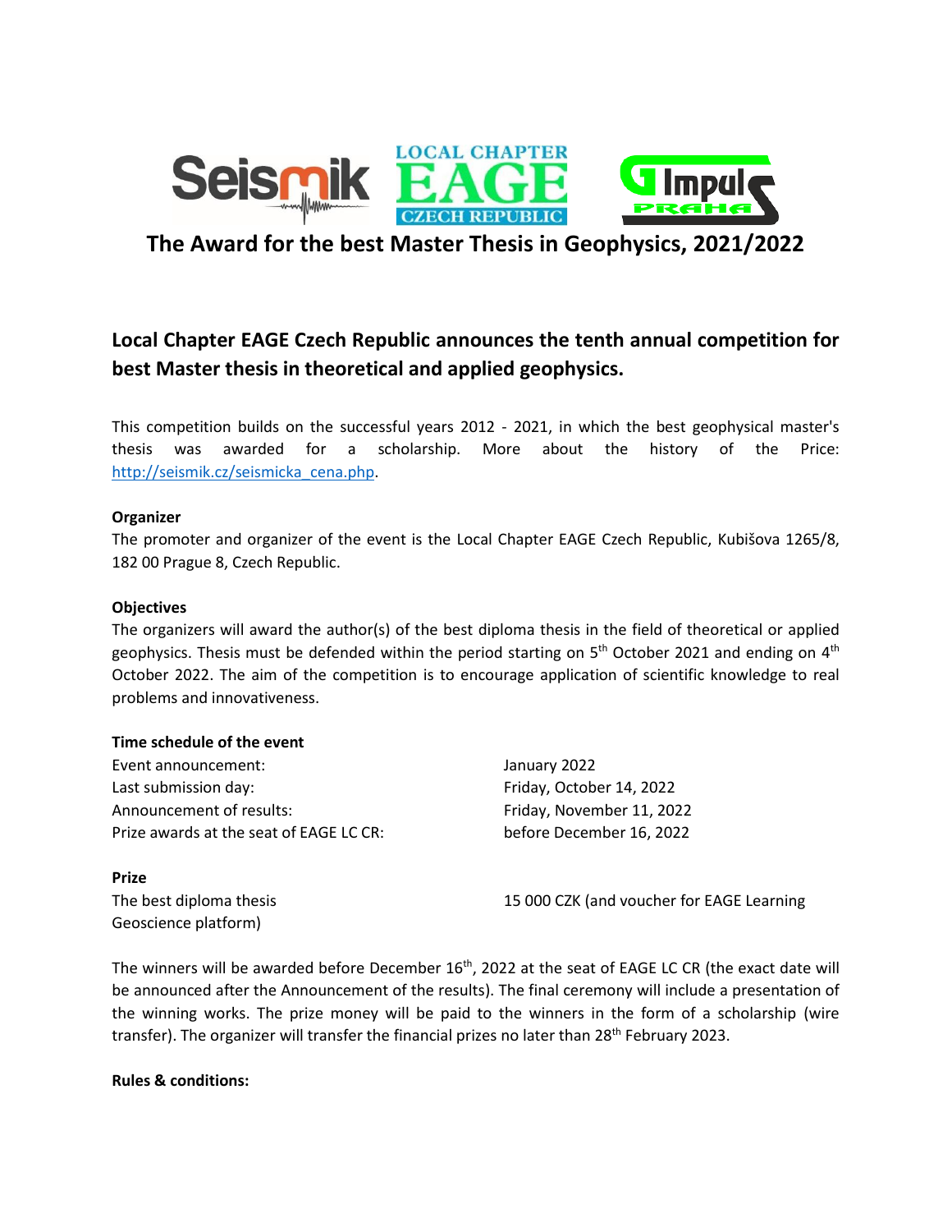# The Award for the best Master Thesis in Geophysics, 2021/2022

## Local Chapter EAGE Czech Republic announces the tenth annual competition for best Master thesis in theoretical and applied geophysics.

This competition builds on the successful years 2012 - 2021, in which the best geophysical master's thesis was awarded for a scholarship. More about the history of the Price: http://seismik.cz/seismicka_cena.php.

**Organizer**

The promoter and organizer of the event is the Local Chapter EAGE Czech Republic, Kubišova 1265/8, 182 00 Prague 8, Czech Republic.

**Objectives**

The organizers will award the author(s) of the best diploma thesis in the field of theoretical or applied geophysics. Thesis must be defended within the period starting on 5th October 2021 and ending on 4th October 2022. The aim of the competition is to encourage application of scientific knowledge to real problems and innovativeness.

**Time schedule of the event**

| | |
|---|---|
| Event announcement: | January 2022 |
| Last submission day: | Friday, October 14, 2022 |
| Announcement of results: | Friday, November 11, 2022 |
| Prize awards at the seat of EAGE LC CR: | before December 16, 2022 |

**Prize**

| | |
|---|---|
| The best diploma thesis | 15 000 CZK (and voucher for EAGE Learning Geoscience platform) |

The winners will be awarded before December 16th, 2022 at the seat of EAGE LC CR (the exact date will be announced after the Announcement of the results). The final ceremony will include a presentation of the winning works. The prize money will be paid to the winners in the form of a scholarship (wire transfer). The organizer will transfer the financial prizes no later than 28th February 2023.

**Rules & conditions:**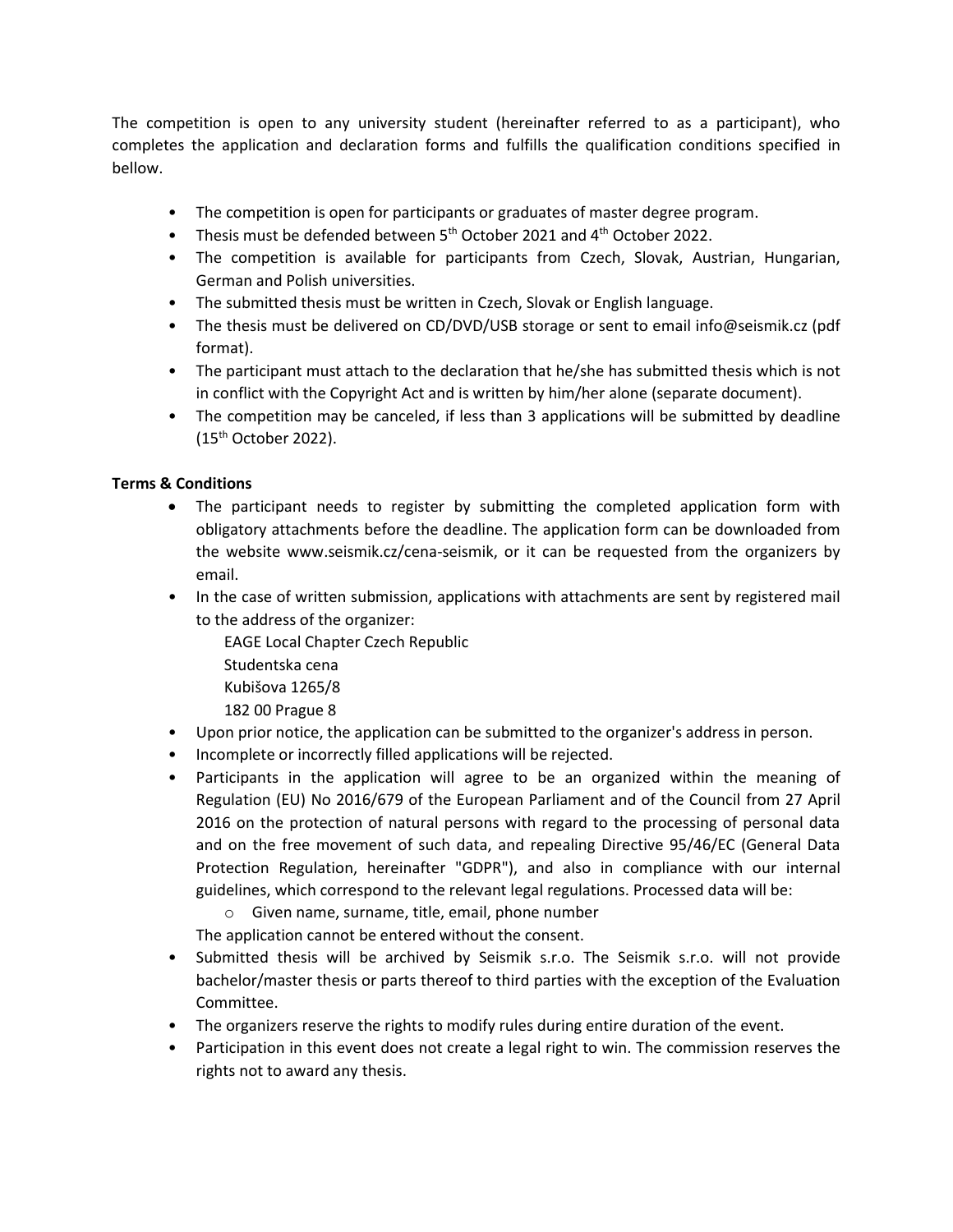The competition is open to any university student (hereinafter referred to as a participant), who completes the application and declaration forms and fulfills the qualification conditions specified in bellow.

- The competition is open for participants or graduates of master degree program.
- Thesis must be defended between 5th October 2021 and 4th October 2022.
- The competition is available for participants from Czech, Slovak, Austrian, Hungarian, German and Polish universities.
- The submitted thesis must be written in Czech, Slovak or English language.
- The thesis must be delivered on CD/DVD/USB storage or sent to email info@seismik.cz (pdf format).
- The participant must attach to the declaration that he/she has submitted thesis which is not in conflict with the Copyright Act and is written by him/her alone (separate document).
- The competition may be canceled, if less than 3 applications will be submitted by deadline (15th October 2022).

**Terms & Conditions**

- The participant needs to register by submitting the completed application form with obligatory attachments before the deadline. The application form can be downloaded from the website www.seismik.cz/cena-seismik, or it can be requested from the organizers by email.
- In the case of written submission, applications with attachments are sent by registered mail to the address of the organizer:

  EAGE Local Chapter Czech Republic
  Studentska cena
  Kubišova 1265/8
  182 00 Prague 8
- Upon prior notice, the application can be submitted to the organizer's address in person.
- Incomplete or incorrectly filled applications will be rejected.
- Participants in the application will agree to be an organized within the meaning of Regulation (EU) No 2016/679 of the European Parliament and of the Council from 27 April 2016 on the protection of natural persons with regard to the processing of personal data and on the free movement of such data, and repealing Directive 95/46/EC (General Data Protection Regulation, hereinafter "GDPR"), and also in compliance with our internal guidelines, which correspond to the relevant legal regulations. Processed data will be:
  - Given name, surname, title, email, phone number

  The application cannot be entered without the consent.
- Submitted thesis will be archived by Seismik s.r.o. The Seismik s.r.o. will not provide bachelor/master thesis or parts thereof to third parties with the exception of the Evaluation Committee.
- The organizers reserve the rights to modify rules during entire duration of the event.
- Participation in this event does not create a legal right to win. The commission reserves the rights not to award any thesis.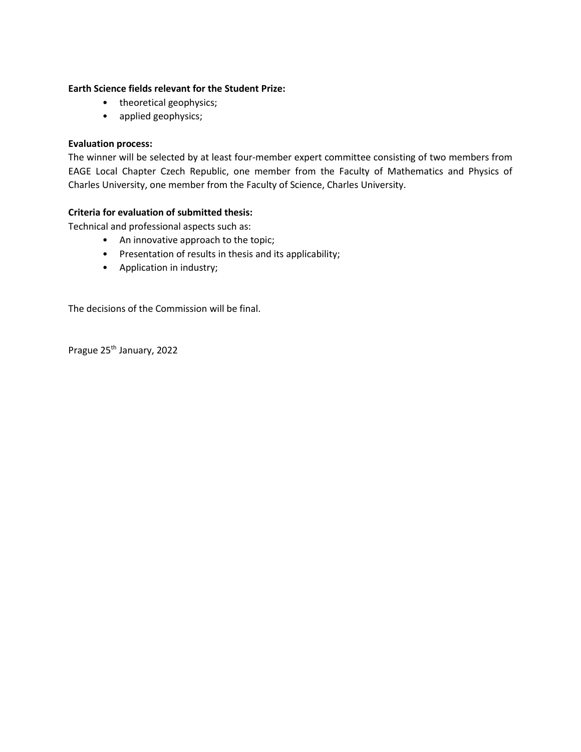**Earth Science fields relevant for the Student Prize:**

- theoretical geophysics;
- applied geophysics;

**Evaluation process:**

The winner will be selected by at least four-member expert committee consisting of two members from EAGE Local Chapter Czech Republic, one member from the Faculty of Mathematics and Physics of Charles University, one member from the Faculty of Science, Charles University.

**Criteria for evaluation of submitted thesis:**

Technical and professional aspects such as:

- An innovative approach to the topic;
- Presentation of results in thesis and its applicability;
- Application in industry;

The decisions of the Commission will be final.

Prague 25th January, 2022